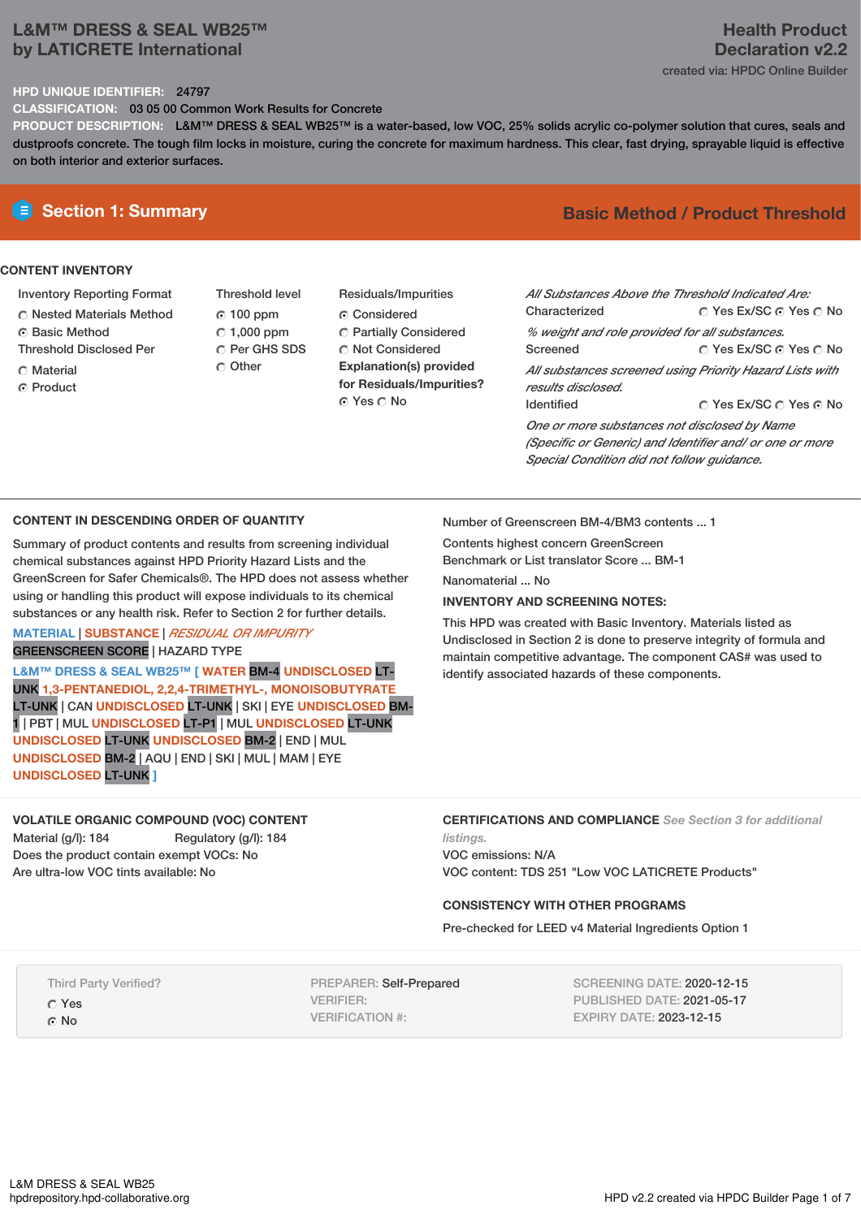# L&M™ DRESS & SEAL WB25™ by LATICRETE International

**Health Product Declaration v2.2**

created via: HPDC Online Builder

**HPD UNIQUE IDENTIFIER:** 24797

**CLASSIFICATION:** 03 05 00 Common Work Results for Concrete

**PRODUCT DESCRIPTION:** L&M™ DRESS & SEAL WB25™ is a water-based, low VOC, 25% solids acrylic co-polymer solution that cures, seals and dustproofs concrete. The tough film locks in moisture, curing the concrete for maximum hardness. This clear, fast drying, sprayable liquid is effective on both interior and exterior surfaces.

## Section 1: Summary

**Basic Method / Product Threshold**

### CONTENT INVENTORY

**Inventory Reporting Format**
- ○ Nested Materials Method
- ◉ Basic Method

**Threshold Disclosed Per**
- ○ Material
- ◉ Product

**Threshold level**
- ◉ 100 ppm
- ○ 1,000 ppm
- ○ Per GHS SDS
- ○ Other

**Residuals/Impurities**
- ◉ Considered
- ○ Partially Considered
- ○ Not Considered

**Explanation(s) provided for Residuals/Impurities?**
◉ Yes ○ No

*All Substances Above the Threshold Indicated Are:*

Characterized ○ Yes Ex/SC ◉ Yes ○ No

*% weight and role provided for all substances.*

Screened ○ Yes Ex/SC ◉ Yes ○ No

*All substances screened using Priority Hazard Lists with results disclosed.*

Identified ○ Yes Ex/SC ○ Yes ◉ No

*One or more substances not disclosed by Name (Specific or Generic) and Identifier and/ or one or more Special Condition did not follow guidance.*

### CONTENT IN DESCENDING ORDER OF QUANTITY

Summary of product contents and results from screening individual chemical substances against HPD Priority Hazard Lists and the GreenScreen for Safer Chemicals®. The HPD does not assess whether using or handling this product will expose individuals to its chemical substances or any health risk. Refer to Section 2 for further details.

MATERIAL | SUBSTANCE | *RESIDUAL OR IMPURITY*
GREENSCREEN SCORE | HAZARD TYPE

**L&M™ DRESS & SEAL WB25™ [** WATER BM-4 UNDISCLOSED LT-UNK 1,3-PENTANEDIOL, 2,2,4-TRIMETHYL-, MONOISOBUTYRATE LT-UNK | CAN UNDISCLOSED LT-UNK | SKI | EYE UNDISCLOSED BM-1 | PBT | MUL UNDISCLOSED LT-P1 | MUL UNDISCLOSED LT-UNK UNDISCLOSED LT-UNK UNDISCLOSED BM-2 | END | MUL UNDISCLOSED BM-2 | AQU | END | SKI | MUL | MAM | EYE UNDISCLOSED LT-UNK **]**

Number of Greenscreen BM-4/BM3 contents ... 1

Contents highest concern GreenScreen Benchmark or List translator Score ... BM-1

Nanomaterial ... No

**INVENTORY AND SCREENING NOTES:**

This HPD was created with Basic Inventory. Materials listed as Undisclosed in Section 2 is done to preserve integrity of formula and maintain competitive advantage. The component CAS# was used to identify associated hazards of these components.

### VOLATILE ORGANIC COMPOUND (VOC) CONTENT

Material (g/l): 184 Regulatory (g/l): 184

Does the product contain exempt VOCs: No

Are ultra-low VOC tints available: No

### CERTIFICATIONS AND COMPLIANCE *See Section 3 for additional listings.*

VOC emissions: N/A

VOC content: TDS 251 "Low VOC LATICRETE Products"

### CONSISTENCY WITH OTHER PROGRAMS

Pre-checked for LEED v4 Material Ingredients Option 1

Third Party Verified?
- ○ Yes
- ◉ No

PREPARER: Self-Prepared
VERIFIER:
VERIFICATION #:

SCREENING DATE: 2020-12-15
PUBLISHED DATE: 2021-05-17
EXPIRY DATE: 2023-12-15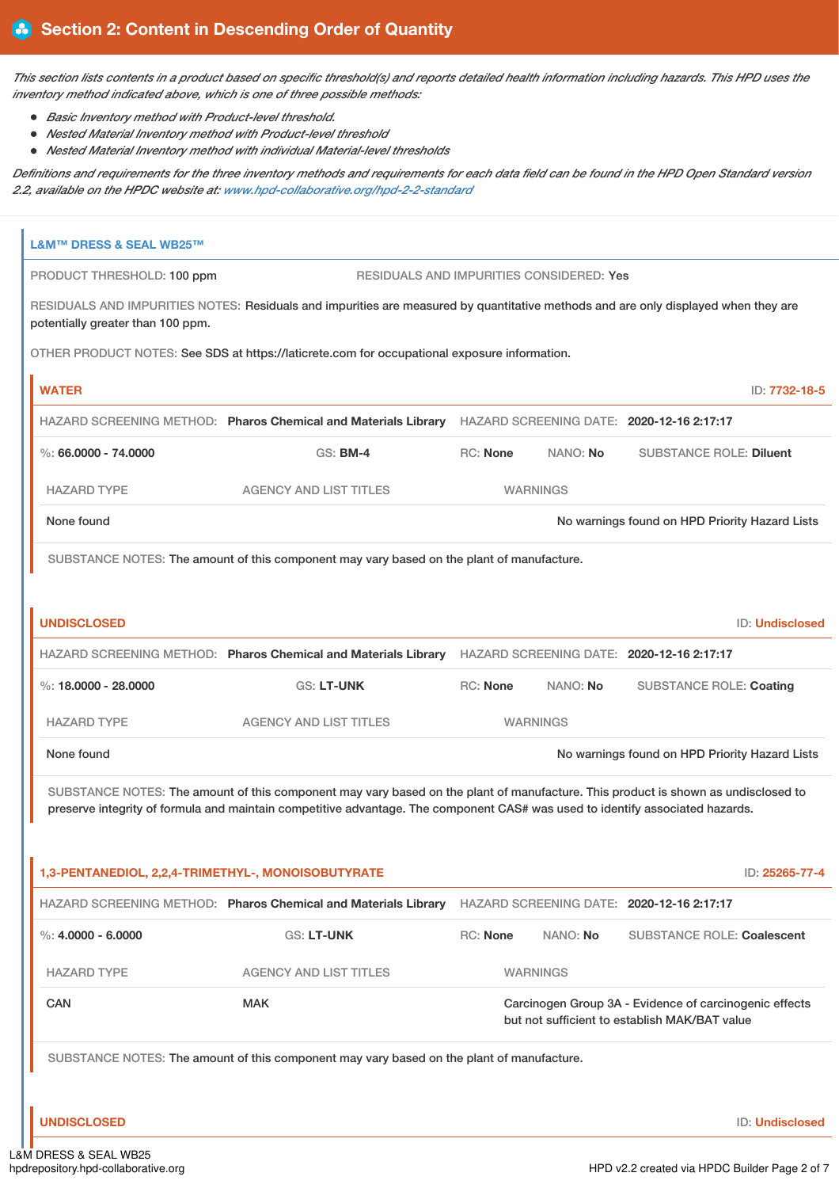## Section 2: Content in Descending Order of Quantity

*This section lists contents in a product based on specific threshold(s) and reports detailed health information including hazards. This HPD uses the inventory method indicated above, which is one of three possible methods:*

- *Basic Inventory method with Product-level threshold.*
- *Nested Material Inventory method with Product-level threshold*
- *Nested Material Inventory method with individual Material-level thresholds*

*Definitions and requirements for the three inventory methods and requirements for each data field can be found in the HPD Open Standard version 2.2, available on the HPDC website at: www.hpd-collaborative.org/hpd-2-2-standard*

### L&M™ DRESS & SEAL WB25™

PRODUCT THRESHOLD: 100 ppm

RESIDUALS AND IMPURITIES CONSIDERED: Yes

RESIDUALS AND IMPURITIES NOTES: Residuals and impurities are measured by quantitative methods and are only displayed when they are potentially greater than 100 ppm.

OTHER PRODUCT NOTES: See SDS at https://laticrete.com for occupational exposure information.

#### WATER

ID: 7732-18-5

HAZARD SCREENING METHOD: **Pharos Chemical and Materials Library** HAZARD SCREENING DATE: **2020-12-16 2:17:17**

%: **66.0000 - 74.0000** GS: **BM-4** RC: **None** NANO: **No** SUBSTANCE ROLE: **Diluent**

| HAZARD TYPE | AGENCY AND LIST TITLES | WARNINGS |
|---|---|---|
| None found | | No warnings found on HPD Priority Hazard Lists |

SUBSTANCE NOTES: The amount of this component may vary based on the plant of manufacture.

#### UNDISCLOSED

ID: Undisclosed

HAZARD SCREENING METHOD: **Pharos Chemical and Materials Library** HAZARD SCREENING DATE: **2020-12-16 2:17:17**

%: **18.0000 - 28.0000** GS: **LT-UNK** RC: **None** NANO: **No** SUBSTANCE ROLE: **Coating**

| HAZARD TYPE | AGENCY AND LIST TITLES | WARNINGS |
|---|---|---|
| None found | | No warnings found on HPD Priority Hazard Lists |

SUBSTANCE NOTES: The amount of this component may vary based on the plant of manufacture. This product is shown as undisclosed to preserve integrity of formula and maintain competitive advantage. The component CAS# was used to identify associated hazards.

#### 1,3-PENTANEDIOL, 2,2,4-TRIMETHYL-, MONOISOBUTYRATE

ID: 25265-77-4

HAZARD SCREENING METHOD: **Pharos Chemical and Materials Library** HAZARD SCREENING DATE: **2020-12-16 2:17:17**

%: **4.0000 - 6.0000** GS: **LT-UNK** RC: **None** NANO: **No** SUBSTANCE ROLE: **Coalescent**

| HAZARD TYPE | AGENCY AND LIST TITLES | WARNINGS |
|---|---|---|
| CAN | MAK | Carcinogen Group 3A - Evidence of carcinogenic effects but not sufficient to establish MAK/BAT value |

SUBSTANCE NOTES: The amount of this component may vary based on the plant of manufacture.

#### UNDISCLOSED

ID: Undisclosed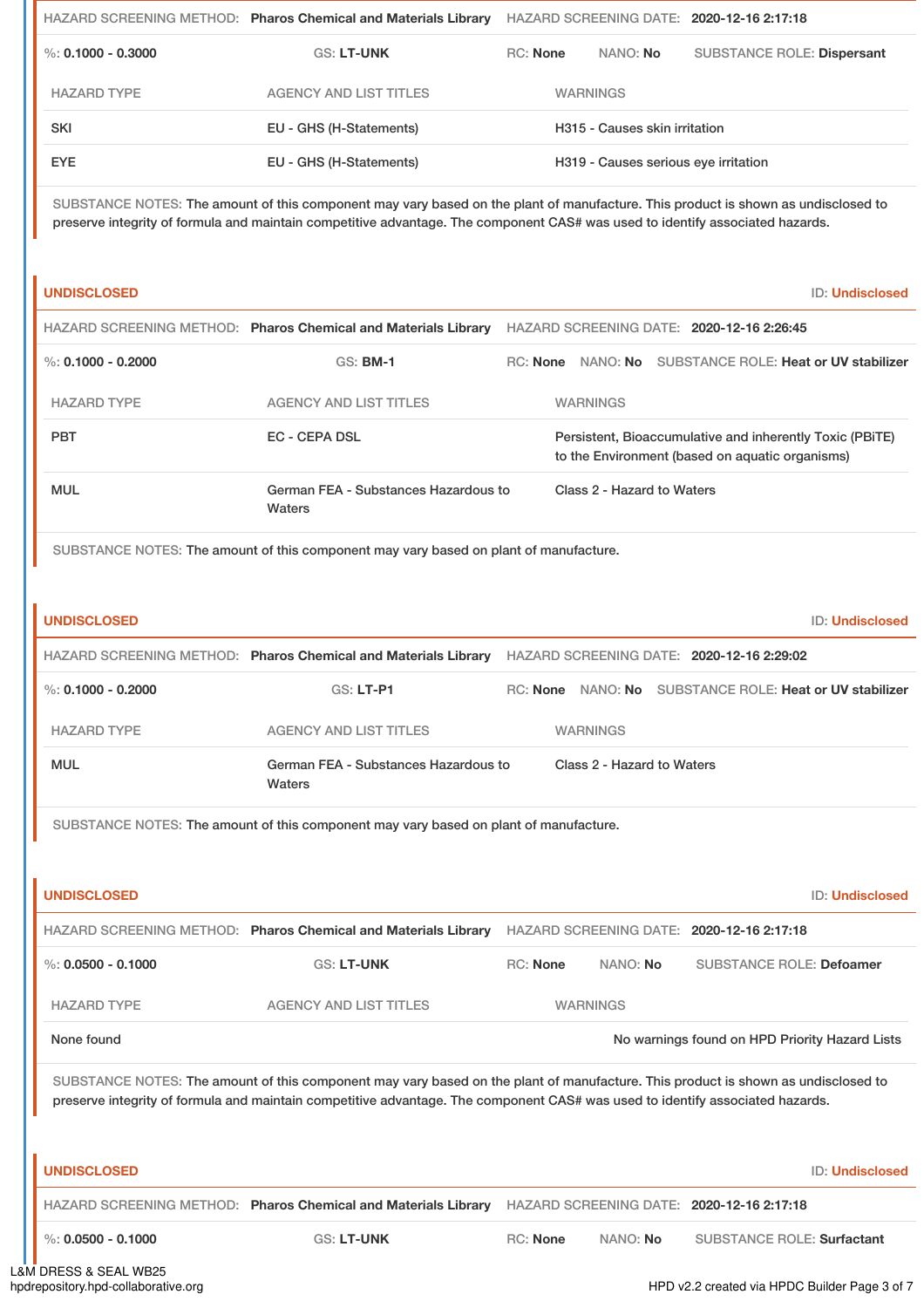HAZARD SCREENING METHOD: **Pharos Chemical and Materials Library** HAZARD SCREENING DATE: **2020-12-16 2:17:18**

%: **0.1000 - 0.3000** GS: **LT-UNK** RC: **None** NANO: **No** SUBSTANCE ROLE: **Dispersant**

| HAZARD TYPE | AGENCY AND LIST TITLES | WARNINGS |
| --- | --- | --- |
| SKI | EU - GHS (H-Statements) | H315 - Causes skin irritation |
| EYE | EU - GHS (H-Statements) | H319 - Causes serious eye irritation |

SUBSTANCE NOTES: The amount of this component may vary based on the plant of manufacture. This product is shown as undisclosed to preserve integrity of formula and maintain competitive advantage. The component CAS# was used to identify associated hazards.

### UNDISCLOSED

ID: **Undisclosed**

HAZARD SCREENING METHOD: **Pharos Chemical and Materials Library** HAZARD SCREENING DATE: **2020-12-16 2:26:45**

%: **0.1000 - 0.2000** GS: **BM-1** RC: **None** NANO: **No** SUBSTANCE ROLE: **Heat or UV stabilizer**

| HAZARD TYPE | AGENCY AND LIST TITLES | WARNINGS |
| --- | --- | --- |
| PBT | EC - CEPA DSL | Persistent, Bioaccumulative and inherently Toxic (PBiTE) to the Environment (based on aquatic organisms) |
| MUL | German FEA - Substances Hazardous to Waters | Class 2 - Hazard to Waters |

SUBSTANCE NOTES: The amount of this component may vary based on plant of manufacture.

### UNDISCLOSED

ID: **Undisclosed**

HAZARD SCREENING METHOD: **Pharos Chemical and Materials Library** HAZARD SCREENING DATE: **2020-12-16 2:29:02**

%: **0.1000 - 0.2000** GS: **LT-P1** RC: **None** NANO: **No** SUBSTANCE ROLE: **Heat or UV stabilizer**

| HAZARD TYPE | AGENCY AND LIST TITLES | WARNINGS |
| --- | --- | --- |
| MUL | German FEA - Substances Hazardous to Waters | Class 2 - Hazard to Waters |

SUBSTANCE NOTES: The amount of this component may vary based on plant of manufacture.

### UNDISCLOSED

ID: **Undisclosed**

HAZARD SCREENING METHOD: **Pharos Chemical and Materials Library** HAZARD SCREENING DATE: **2020-12-16 2:17:18**

%: **0.0500 - 0.1000** GS: **LT-UNK** RC: **None** NANO: **No** SUBSTANCE ROLE: **Defoamer**

| HAZARD TYPE | AGENCY AND LIST TITLES | WARNINGS |
| --- | --- | --- |
| None found | | No warnings found on HPD Priority Hazard Lists |

SUBSTANCE NOTES: The amount of this component may vary based on the plant of manufacture. This product is shown as undisclosed to preserve integrity of formula and maintain competitive advantage. The component CAS# was used to identify associated hazards.

### UNDISCLOSED

ID: **Undisclosed**

HAZARD SCREENING METHOD: **Pharos Chemical and Materials Library** HAZARD SCREENING DATE: **2020-12-16 2:17:18**

%: **0.0500 - 0.1000** GS: **LT-UNK** RC: **None** NANO: **No** SUBSTANCE ROLE: **Surfactant**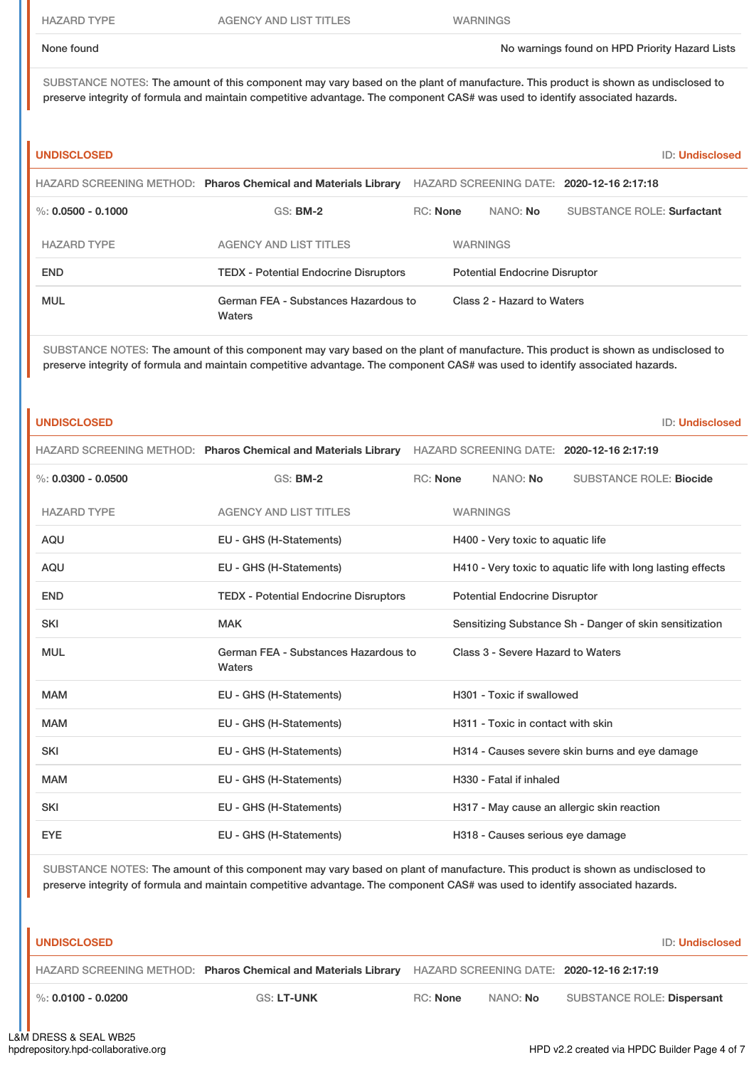| HAZARD TYPE | AGENCY AND LIST TITLES | WARNINGS |
|---|---|---|
| None found | | No warnings found on HPD Priority Hazard Lists |

SUBSTANCE NOTES: The amount of this component may vary based on the plant of manufacture. This product is shown as undisclosed to preserve integrity of formula and maintain competitive advantage. The component CAS# was used to identify associated hazards.

## UNDISCLOSED

ID: Undisclosed

HAZARD SCREENING METHOD: **Pharos Chemical and Materials Library** HAZARD SCREENING DATE: **2020-12-16 2:17:18**

%: **0.0500 - 0.1000** GS: **BM-2** RC: **None** NANO: **No** SUBSTANCE ROLE: **Surfactant**

| HAZARD TYPE | AGENCY AND LIST TITLES | WARNINGS |
|---|---|---|
| END | TEDX - Potential Endocrine Disruptors | Potential Endocrine Disruptor |
| MUL | German FEA - Substances Hazardous to Waters | Class 2 - Hazard to Waters |

SUBSTANCE NOTES: The amount of this component may vary based on the plant of manufacture. This product is shown as undisclosed to preserve integrity of formula and maintain competitive advantage. The component CAS# was used to identify associated hazards.

## UNDISCLOSED

ID: Undisclosed

HAZARD SCREENING METHOD: **Pharos Chemical and Materials Library** HAZARD SCREENING DATE: **2020-12-16 2:17:19**

%: **0.0300 - 0.0500** GS: **BM-2** RC: **None** NANO: **No** SUBSTANCE ROLE: **Biocide**

| HAZARD TYPE | AGENCY AND LIST TITLES | WARNINGS |
|---|---|---|
| AQU | EU - GHS (H-Statements) | H400 - Very toxic to aquatic life |
| AQU | EU - GHS (H-Statements) | H410 - Very toxic to aquatic life with long lasting effects |
| END | TEDX - Potential Endocrine Disruptors | Potential Endocrine Disruptor |
| SKI | MAK | Sensitizing Substance Sh - Danger of skin sensitization |
| MUL | German FEA - Substances Hazardous to Waters | Class 3 - Severe Hazard to Waters |
| MAM | EU - GHS (H-Statements) | H301 - Toxic if swallowed |
| MAM | EU - GHS (H-Statements) | H311 - Toxic in contact with skin |
| SKI | EU - GHS (H-Statements) | H314 - Causes severe skin burns and eye damage |
| MAM | EU - GHS (H-Statements) | H330 - Fatal if inhaled |
| SKI | EU - GHS (H-Statements) | H317 - May cause an allergic skin reaction |
| EYE | EU - GHS (H-Statements) | H318 - Causes serious eye damage |

SUBSTANCE NOTES: The amount of this component may vary based on plant of manufacture. This product is shown as undisclosed to preserve integrity of formula and maintain competitive advantage. The component CAS# was used to identify associated hazards.

## UNDISCLOSED

ID: Undisclosed

HAZARD SCREENING METHOD: **Pharos Chemical and Materials Library** HAZARD SCREENING DATE: **2020-12-16 2:17:19**

%: **0.0100 - 0.0200** GS: **LT-UNK** RC: **None** NANO: **No** SUBSTANCE ROLE: **Dispersant**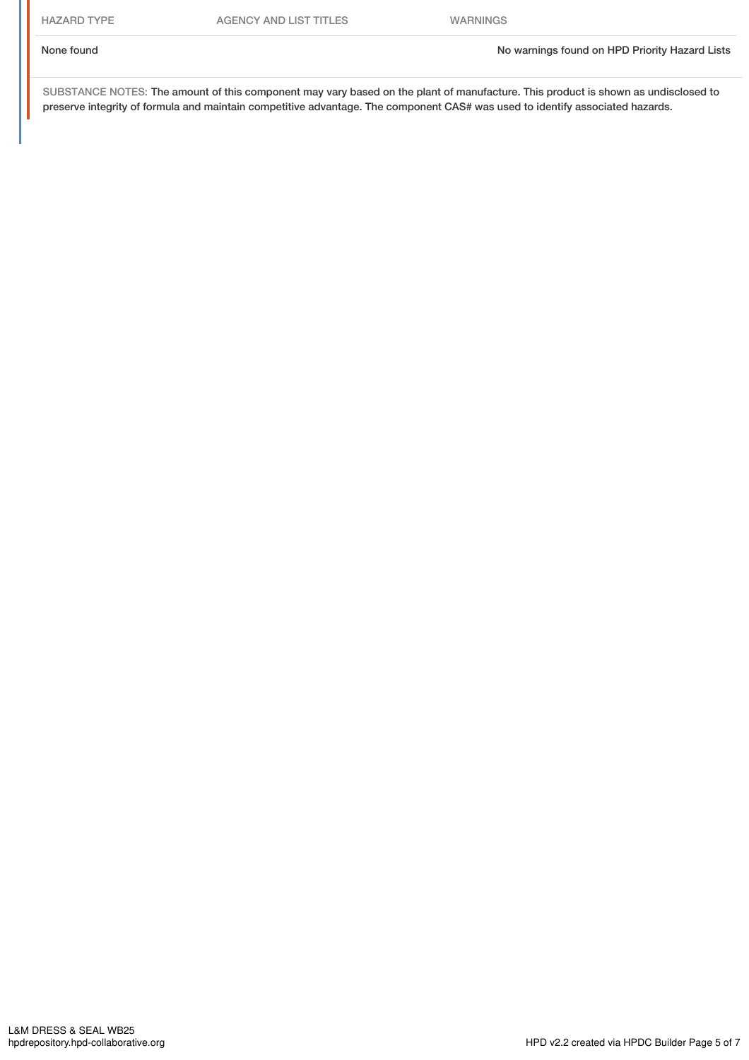| HAZARD TYPE | AGENCY AND LIST TITLES | WARNINGS |
|---|---|---|
| None found | | No warnings found on HPD Priority Hazard Lists |

SUBSTANCE NOTES: The amount of this component may vary based on the plant of manufacture. This product is shown as undisclosed to preserve integrity of formula and maintain competitive advantage. The component CAS# was used to identify associated hazards.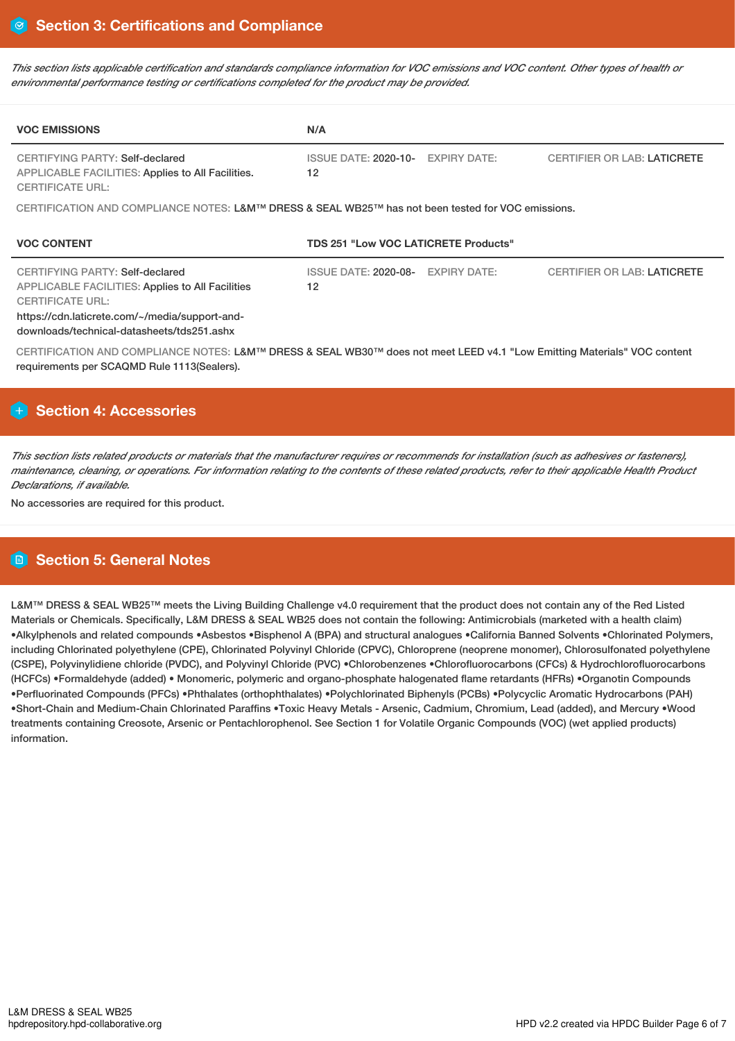## Section 3: Certifications and Compliance

*This section lists applicable certification and standards compliance information for VOC emissions and VOC content. Other types of health or environmental performance testing or certifications completed for the product may be provided.*

| VOC EMISSIONS | N/A | | |
|---|---|---|---|
| CERTIFYING PARTY: Self-declared<br>APPLICABLE FACILITIES: Applies to All Facilities.<br>CERTIFICATE URL: | ISSUE DATE: 2020-10-12 | EXPIRY DATE: | CERTIFIER OR LAB: LATICRETE |

CERTIFICATION AND COMPLIANCE NOTES: L&M™ DRESS & SEAL WB25™ has not been tested for VOC emissions.

| VOC CONTENT | TDS 251 "Low VOC LATICRETE Products" | | |
|---|---|---|---|
| CERTIFYING PARTY: Self-declared<br>APPLICABLE FACILITIES: Applies to All Facilities<br>CERTIFICATE URL:<br>https://cdn.laticrete.com/~/media/support-and-downloads/technical-datasheets/tds251.ashx | ISSUE DATE: 2020-08-12 | EXPIRY DATE: | CERTIFIER OR LAB: LATICRETE |

CERTIFICATION AND COMPLIANCE NOTES: L&M™ DRESS & SEAL WB30™ does not meet LEED v4.1 "Low Emitting Materials" VOC content requirements per SCAQMD Rule 1113(Sealers).

## Section 4: Accessories

*This section lists related products or materials that the manufacturer requires or recommends for installation (such as adhesives or fasteners), maintenance, cleaning, or operations. For information relating to the contents of these related products, refer to their applicable Health Product Declarations, if available.*

No accessories are required for this product.

## Section 5: General Notes

L&M™ DRESS & SEAL WB25™ meets the Living Building Challenge v4.0 requirement that the product does not contain any of the Red Listed Materials or Chemicals. Specifically, L&M DRESS & SEAL WB25 does not contain the following: Antimicrobials (marketed with a health claim) •Alkylphenols and related compounds •Asbestos •Bisphenol A (BPA) and structural analogues •California Banned Solvents •Chlorinated Polymers, including Chlorinated polyethylene (CPE), Chlorinated Polyvinyl Chloride (CPVC), Chloroprene (neoprene monomer), Chlorosulfonated polyethylene (CSPE), Polyvinylidiene chloride (PVDC), and Polyvinyl Chloride (PVC) •Chlorobenzenes •Chlorofluorocarbons (CFCs) & Hydrochlorofluorocarbons (HCFCs) •Formaldehyde (added) • Monomeric, polymeric and organo-phosphate halogenated flame retardants (HFRs) •Organotin Compounds •Perfluorinated Compounds (PFCs) •Phthalates (orthophthalates) •Polychlorinated Biphenyls (PCBs) •Polycyclic Aromatic Hydrocarbons (PAH) •Short-Chain and Medium-Chain Chlorinated Paraffins •Toxic Heavy Metals - Arsenic, Cadmium, Chromium, Lead (added), and Mercury •Wood treatments containing Creosote, Arsenic or Pentachlorophenol. See Section 1 for Volatile Organic Compounds (VOC) (wet applied products) information.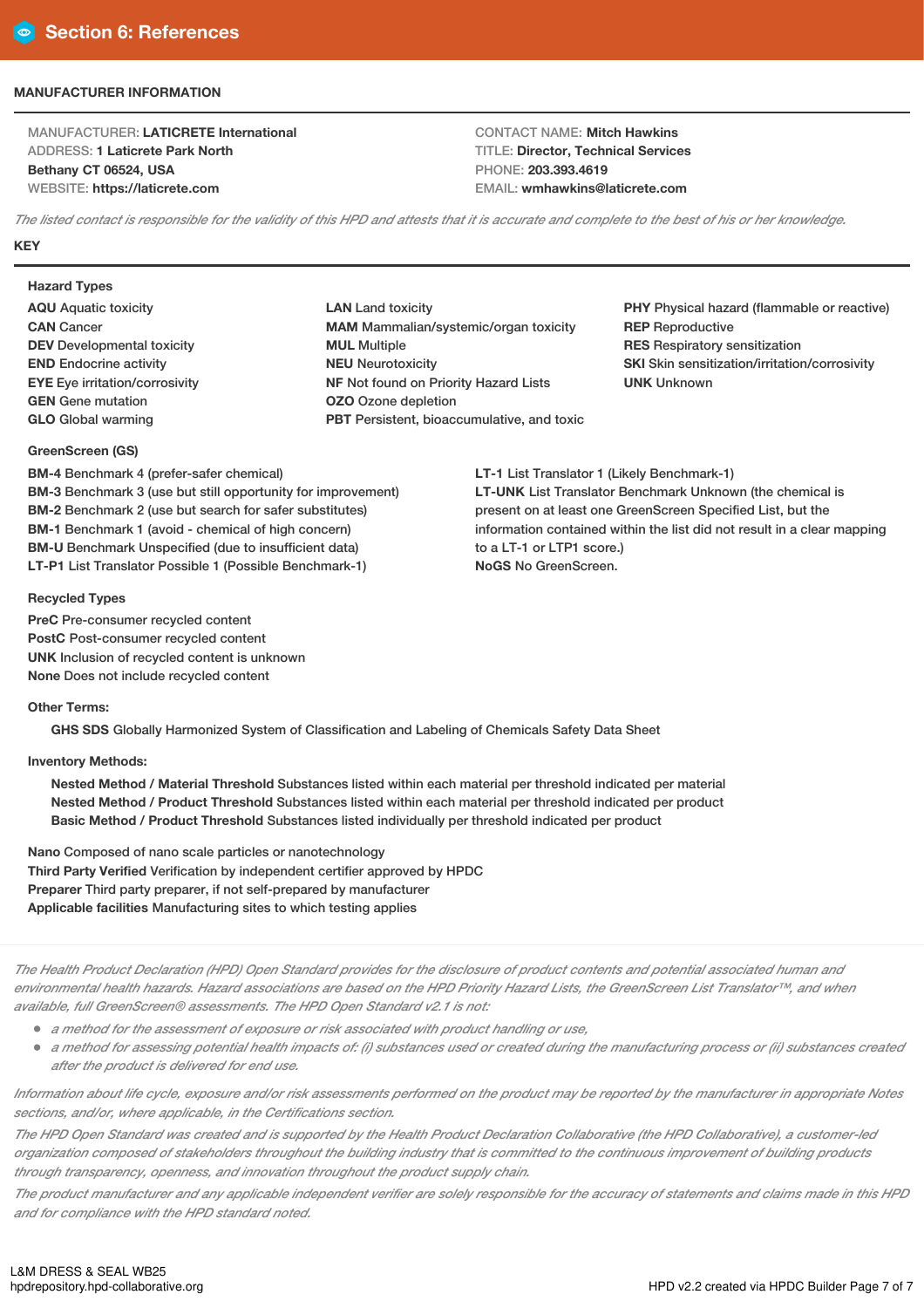## Section 6: References

### MANUFACTURER INFORMATION

MANUFACTURER: **LATICRETE International**
ADDRESS: **1 Laticrete Park North**
**Bethany CT 06524, USA**
WEBSITE: **https://laticrete.com**

CONTACT NAME: **Mitch Hawkins**
TITLE: **Director, Technical Services**
PHONE: **203.393.4619**
EMAIL: **wmhawkins@laticrete.com**

*The listed contact is responsible for the validity of this HPD and attests that it is accurate and complete to the best of his or her knowledge.*

### KEY

**Hazard Types**

**AQU** Aquatic toxicity
**CAN** Cancer
**DEV** Developmental toxicity
**END** Endocrine activity
**EYE** Eye irritation/corrosivity
**GEN** Gene mutation
**GLO** Global warming
**LAN** Land toxicity
**MAM** Mammalian/systemic/organ toxicity
**MUL** Multiple
**NEU** Neurotoxicity
**NF** Not found on Priority Hazard Lists
**OZO** Ozone depletion
**PBT** Persistent, bioaccumulative, and toxic
**PHY** Physical hazard (flammable or reactive)
**REP** Reproductive
**RES** Respiratory sensitization
**SKI** Skin sensitization/irritation/corrosivity
**UNK** Unknown

**GreenScreen (GS)**

**BM-4** Benchmark 4 (prefer-safer chemical)
**BM-3** Benchmark 3 (use but still opportunity for improvement)
**BM-2** Benchmark 2 (use but search for safer substitutes)
**BM-1** Benchmark 1 (avoid - chemical of high concern)
**BM-U** Benchmark Unspecified (due to insufficient data)
**LT-P1** List Translator Possible 1 (Possible Benchmark-1)
**LT-1** List Translator 1 (Likely Benchmark-1)
**LT-UNK** List Translator Benchmark Unknown (the chemical is present on at least one GreenScreen Specified List, but the information contained within the list did not result in a clear mapping to a LT-1 or LTP1 score.)
**NoGS** No GreenScreen.

**Recycled Types**

**PreC** Pre-consumer recycled content
**PostC** Post-consumer recycled content
**UNK** Inclusion of recycled content is unknown
**None** Does not include recycled content

**Other Terms:**

**GHS SDS** Globally Harmonized System of Classification and Labeling of Chemicals Safety Data Sheet

**Inventory Methods:**

**Nested Method / Material Threshold** Substances listed within each material per threshold indicated per material
**Nested Method / Product Threshold** Substances listed within each material per threshold indicated per product
**Basic Method / Product Threshold** Substances listed individually per threshold indicated per product

**Nano** Composed of nano scale particles or nanotechnology
**Third Party Verified** Verification by independent certifier approved by HPDC
**Preparer** Third party preparer, if not self-prepared by manufacturer
**Applicable facilities** Manufacturing sites to which testing applies

*The Health Product Declaration (HPD) Open Standard provides for the disclosure of product contents and potential associated human and environmental health hazards. Hazard associations are based on the HPD Priority Hazard Lists, the GreenScreen List Translator™, and when available, full GreenScreen® assessments. The HPD Open Standard v2.1 is not:*

- *a method for the assessment of exposure or risk associated with product handling or use,*
- *a method for assessing potential health impacts of: (i) substances used or created during the manufacturing process or (ii) substances created after the product is delivered for end use.*

*Information about life cycle, exposure and/or risk assessments performed on the product may be reported by the manufacturer in appropriate Notes sections, and/or, where applicable, in the Certifications section.*

*The HPD Open Standard was created and is supported by the Health Product Declaration Collaborative (the HPD Collaborative), a customer-led organization composed of stakeholders throughout the building industry that is committed to the continuous improvement of building products through transparency, openness, and innovation throughout the product supply chain.*

*The product manufacturer and any applicable independent verifier are solely responsible for the accuracy of statements and claims made in this HPD and for compliance with the HPD standard noted.*